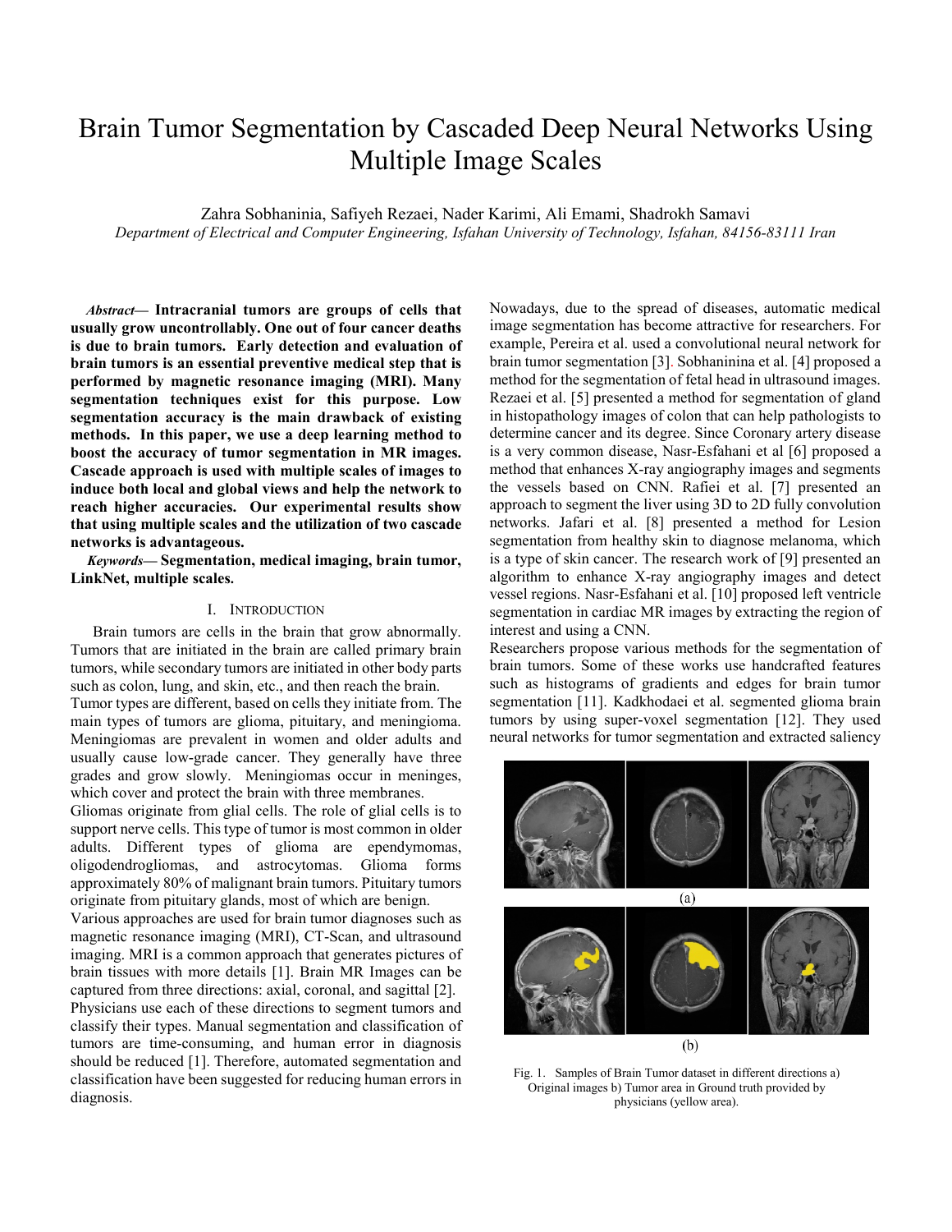# Brain Tumor Segmentation by Cascaded Deep Neural Networks Using Multiple Image Scales

Zahra Sobhaninia, Safiyeh Rezaei, Nader Karimi, Ali Emami, Shadrokh Samavi

*Department of Electrical and Computer Engineering, Isfahan University of Technology, Isfahan, 84156-83111 Iran*

***Abstract*— Intracranial tumors are groups of cells that usually grow uncontrollably. One out of four cancer deaths is due to brain tumors. Early detection and evaluation of brain tumors is an essential preventive medical step that is performed by magnetic resonance imaging (MRI). Many segmentation techniques exist for this purpose. Low segmentation accuracy is the main drawback of existing methods. In this paper, we use a deep learning method to boost the accuracy of tumor segmentation in MR images. Cascade approach is used with multiple scales of images to induce both local and global views and help the network to reach higher accuracies. Our experimental results show that using multiple scales and the utilization of two cascade networks is advantageous.**

***Keywords*— Segmentation, medical imaging, brain tumor, LinkNet, multiple scales.**

## I. Introduction

Brain tumors are cells in the brain that grow abnormally. Tumors that are initiated in the brain are called primary brain tumors, while secondary tumors are initiated in other body parts such as colon, lung, and skin, etc., and then reach the brain.

Tumor types are different, based on cells they initiate from. The main types of tumors are glioma, pituitary, and meningioma. Meningiomas are prevalent in women and older adults and usually cause low-grade cancer. They generally have three grades and grow slowly. Meningiomas occur in meninges, which cover and protect the brain with three membranes.

Gliomas originate from glial cells. The role of glial cells is to support nerve cells. This type of tumor is most common in older adults. Different types of glioma are ependymomas, oligodendrogliomas, and astrocytomas. Glioma forms approximately 80% of malignant brain tumors. Pituitary tumors originate from pituitary glands, most of which are benign.

Various approaches are used for brain tumor diagnoses such as magnetic resonance imaging (MRI), CT-Scan, and ultrasound imaging. MRI is a common approach that generates pictures of brain tissues with more details [1]. Brain MR Images can be captured from three directions: axial, coronal, and sagittal [2]. Physicians use each of these directions to segment tumors and classify their types. Manual segmentation and classification of tumors are time-consuming, and human error in diagnosis should be reduced [1]. Therefore, automated segmentation and classification have been suggested for reducing human errors in diagnosis.

Nowadays, due to the spread of diseases, automatic medical image segmentation has become attractive for researchers. For example, Pereira et al. used a convolutional neural network for brain tumor segmentation [3]. Sobhaninina et al. [4] proposed a method for the segmentation of fetal head in ultrasound images. Rezaei et al. [5] presented a method for segmentation of gland in histopathology images of colon that can help pathologists to determine cancer and its degree. Since Coronary artery disease is a very common disease, Nasr-Esfahani et al [6] proposed a method that enhances X-ray angiography images and segments the vessels based on CNN. Rafiei et al. [7] presented an approach to segment the liver using 3D to 2D fully convolution networks. Jafari et al. [8] presented a method for Lesion segmentation from healthy skin to diagnose melanoma, which is a type of skin cancer. The research work of [9] presented an algorithm to enhance X-ray angiography images and detect vessel regions. Nasr-Esfahani et al. [10] proposed left ventricle segmentation in cardiac MR images by extracting the region of interest and using a CNN.

Researchers propose various methods for the segmentation of brain tumors. Some of these works use handcrafted features such as histograms of gradients and edges for brain tumor segmentation [11]. Kadkhodaei et al. segmented glioma brain tumors by using super-voxel segmentation [12]. They used neural networks for tumor segmentation and extracted saliency

(a)

(b)

Fig. 1. Samples of Brain Tumor dataset in different directions a) Original images b) Tumor area in Ground truth provided by physicians (yellow area).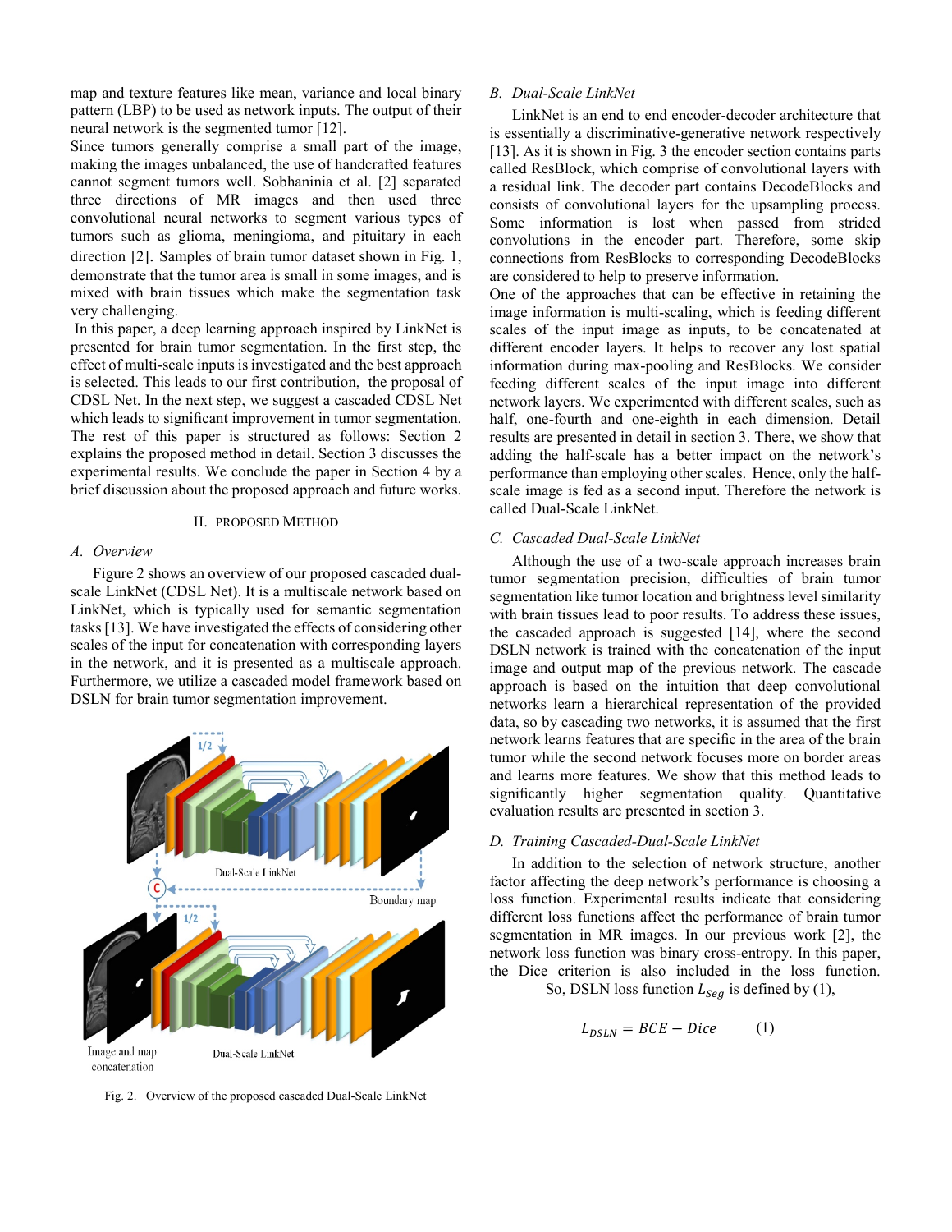map and texture features like mean, variance and local binary pattern (LBP) to be used as network inputs. The output of their neural network is the segmented tumor [12].

Since tumors generally comprise a small part of the image, making the images unbalanced, the use of handcrafted features cannot segment tumors well. Sobhaninia et al. [2] separated three directions of MR images and then used three convolutional neural networks to segment various types of tumors such as glioma, meningioma, and pituitary in each direction [2]. Samples of brain tumor dataset shown in Fig. 1, demonstrate that the tumor area is small in some images, and is mixed with brain tissues which make the segmentation task very challenging.

In this paper, a deep learning approach inspired by LinkNet is presented for brain tumor segmentation. In the first step, the effect of multi-scale inputs is investigated and the best approach is selected. This leads to our first contribution, the proposal of CDSL Net. In the next step, we suggest a cascaded CDSL Net which leads to significant improvement in tumor segmentation. The rest of this paper is structured as follows: Section 2 explains the proposed method in detail. Section 3 discusses the experimental results. We conclude the paper in Section 4 by a brief discussion about the proposed approach and future works.

## II. Proposed Method

### A. Overview

Figure 2 shows an overview of our proposed cascaded dual-scale LinkNet (CDSL Net). It is a multiscale network based on LinkNet, which is typically used for semantic segmentation tasks [13]. We have investigated the effects of considering other scales of the input for concatenation with corresponding layers in the network, and it is presented as a multiscale approach. Furthermore, we utilize a cascaded model framework based on DSLN for brain tumor segmentation improvement.

Fig. 2. Overview of the proposed cascaded Dual-Scale LinkNet

### B. Dual-Scale LinkNet

LinkNet is an end to end encoder-decoder architecture that is essentially a discriminative-generative network respectively [13]. As it is shown in Fig. 3 the encoder section contains parts called ResBlock, which comprise of convolutional layers with a residual link. The decoder part contains DecodeBlocks and consists of convolutional layers for the upsampling process. Some information is lost when passed from strided convolutions in the encoder part. Therefore, some skip connections from ResBlocks to corresponding DecodeBlocks are considered to help to preserve information.

One of the approaches that can be effective in retaining the image information is multi-scaling, which is feeding different scales of the input image as inputs, to be concatenated at different encoder layers. It helps to recover any lost spatial information during max-pooling and ResBlocks. We consider feeding different scales of the input image into different network layers. We experimented with different scales, such as half, one-fourth and one-eighth in each dimension. Detail results are presented in detail in section 3. There, we show that adding the half-scale has a better impact on the network's performance than employing other scales. Hence, only the half-scale image is fed as a second input. Therefore the network is called Dual-Scale LinkNet.

### C. Cascaded Dual-Scale LinkNet

Although the use of a two-scale approach increases brain tumor segmentation precision, difficulties of brain tumor segmentation like tumor location and brightness level similarity with brain tissues lead to poor results. To address these issues, the cascaded approach is suggested [14], where the second DSLN network is trained with the concatenation of the input image and output map of the previous network. The cascade approach is based on the intuition that deep convolutional networks learn a hierarchical representation of the provided data, so by cascading two networks, it is assumed that the first network learns features that are specific in the area of the brain tumor while the second network focuses more on border areas and learns more features. We show that this method leads to significantly higher segmentation quality. Quantitative evaluation results are presented in section 3.

### D. Training Cascaded-Dual-Scale LinkNet

In addition to the selection of network structure, another factor affecting the deep network's performance is choosing a loss function. Experimental results indicate that considering different loss functions affect the performance of brain tumor segmentation in MR images. In our previous work [2], the network loss function was binary cross-entropy. In this paper, the Dice criterion is also included in the loss function. So, DSLN loss function $L_{Seg}$ is defined by (1),

$$L_{DSLN} = BCE - Dice \qquad (1)$$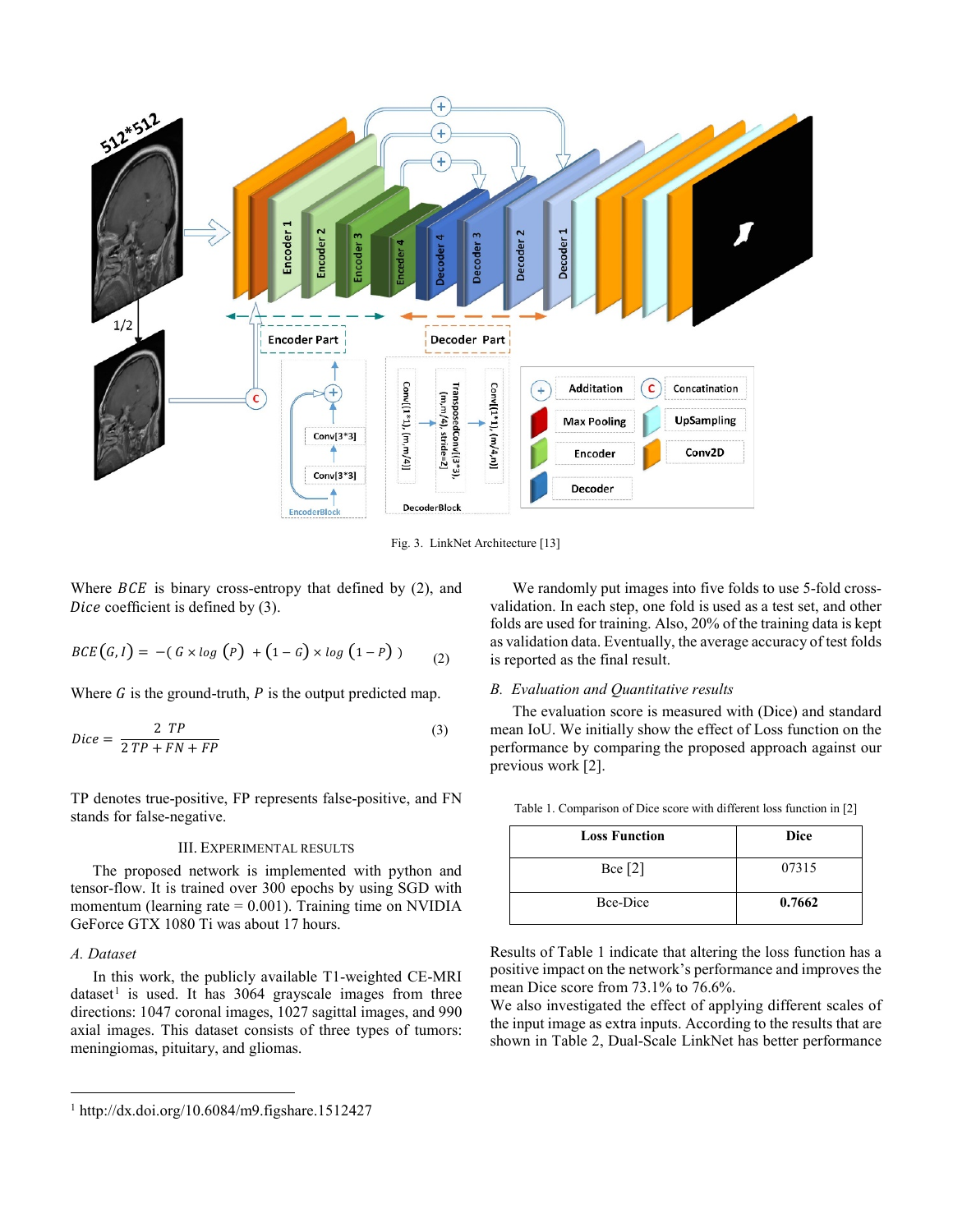Fig. 3. LinkNet Architecture [13]

Where $BCE$ is binary cross-entropy that defined by (2), and $Dice$ coefficient is defined by (3).

$$BCE(G, I) = -(G \times log(P) + (1 - G) \times log(1 - P)) \quad (2)$$

Where $G$ is the ground-truth, $P$ is the output predicted map.

$$Dice = \frac{2\ TP}{2\ TP + FN + FP} \quad (3)$$

TP denotes true-positive, FP represents false-positive, and FN stands for false-negative.

## III. Experimental Results

The proposed network is implemented with python and tensor-flow. It is trained over 300 epochs by using SGD with momentum (learning rate = 0.001). Training time on NVIDIA GeForce GTX 1080 Ti was about 17 hours.

### A. Dataset

In this work, the publicly available T1-weighted CE-MRI dataset[1] is used. It has 3064 grayscale images from three directions: 1047 coronal images, 1027 sagittal images, and 990 axial images. This dataset consists of three types of tumors: meningiomas, pituitary, and gliomas.

We randomly put images into five folds to use 5-fold cross-validation. In each step, one fold is used as a test set, and other folds are used for training. Also, 20% of the training data is kept as validation data. Eventually, the average accuracy of test folds is reported as the final result.

### B. Evaluation and Quantitative results

The evaluation score is measured with (Dice) and standard mean IoU. We initially show the effect of Loss function on the performance by comparing the proposed approach against our previous work [2].

Table 1. Comparison of Dice score with different loss function in [2]

| Loss Function | Dice |
| --- | --- |
| Bce [2] | 07315 |
| Bce-Dice | **0.7662** |

Results of Table 1 indicate that altering the loss function has a positive impact on the network's performance and improves the mean Dice score from 73.1% to 76.6%.
We also investigated the effect of applying different scales of the input image as extra inputs. According to the results that are shown in Table 2, Dual-Scale LinkNet has better performance

[1] http://dx.doi.org/10.6084/m9.figshare.1512427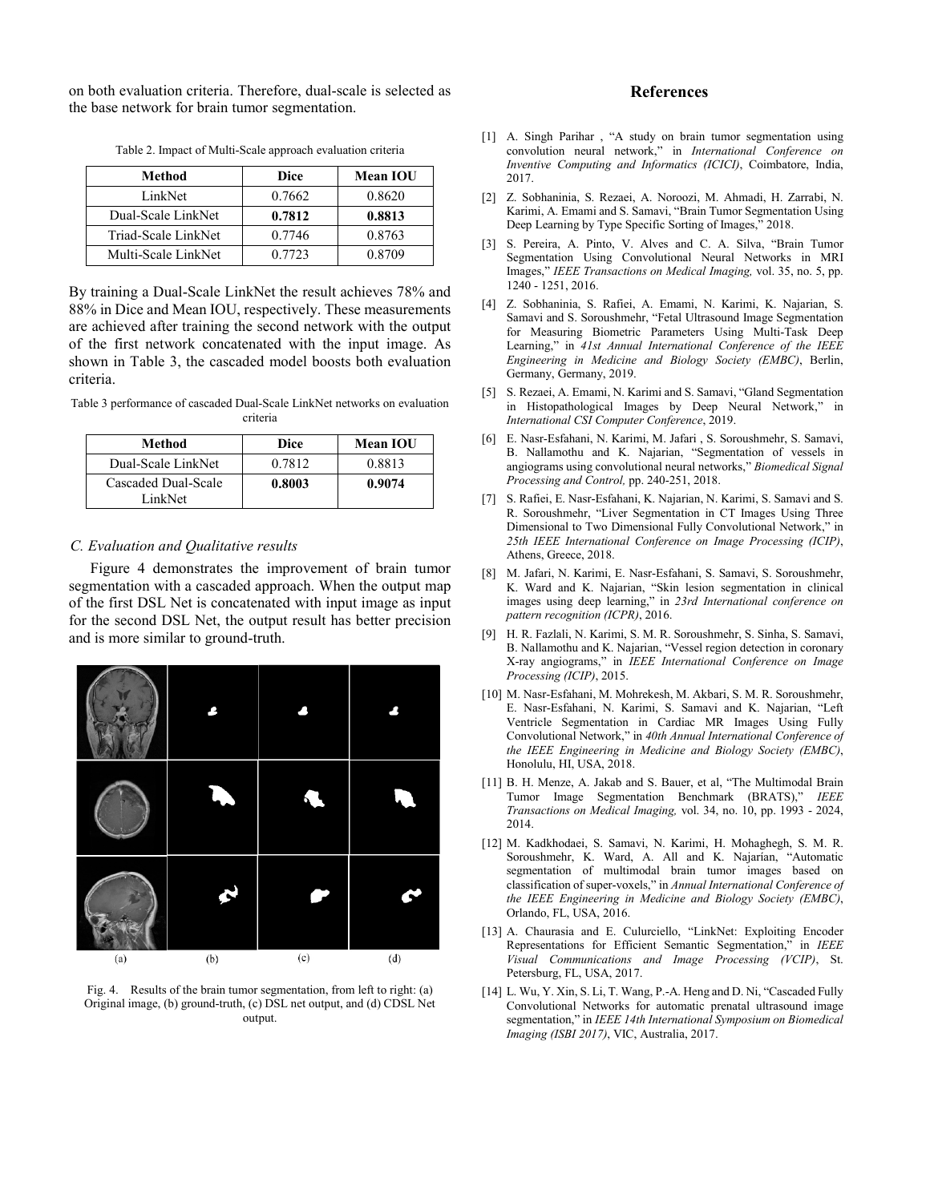on both evaluation criteria. Therefore, dual-scale is selected as the base network for brain tumor segmentation.

Table 2. Impact of Multi-Scale approach evaluation criteria

| Method | Dice | Mean IOU |
|---|---|---|
| LinkNet | 0.7662 | 0.8620 |
| Dual-Scale LinkNet | **0.7812** | **0.8813** |
| Triad-Scale LinkNet | 0.7746 | 0.8763 |
| Multi-Scale LinkNet | 0.7723 | 0.8709 |

By training a Dual-Scale LinkNet the result achieves 78% and 88% in Dice and Mean IOU, respectively. These measurements are achieved after training the second network with the output of the first network concatenated with the input image. As shown in Table 3, the cascaded model boosts both evaluation criteria.

Table 3 performance of cascaded Dual-Scale LinkNet networks on evaluation criteria

| Method | Dice | Mean IOU |
|---|---|---|
| Dual-Scale LinkNet | 0.7812 | 0.8813 |
| Cascaded Dual-Scale LinkNet | **0.8003** | **0.9074** |

### *C. Evaluation and Qualitative results*

Figure 4 demonstrates the improvement of brain tumor segmentation with a cascaded approach. When the output map of the first DSL Net is concatenated with input image as input for the second DSL Net, the output result has better precision and is more similar to ground-truth.

(a) (b) (c) (d)

Fig. 4. Results of the brain tumor segmentation, from left to right: (a) Original image, (b) ground-truth, (c) DSL net output, and (d) CDSL Net output.

## References

[1] A. Singh Parihar , "A study on brain tumor segmentation using convolution neural network," in *International Conference on Inventive Computing and Informatics (ICICI)*, Coimbatore, India, 2017.

[2] Z. Sobhaninia, S. Rezaei, A. Noroozi, M. Ahmadi, H. Zarrabi, N. Karimi, A. Emami and S. Samavi, "Brain Tumor Segmentation Using Deep Learning by Type Specific Sorting of Images," 2018.

[3] S. Pereira, A. Pinto, V. Alves and C. A. Silva, "Brain Tumor Segmentation Using Convolutional Neural Networks in MRI Images," *IEEE Transactions on Medical Imaging,* vol. 35, no. 5, pp. 1240 - 1251, 2016.

[4] Z. Sobhaninia, S. Rafiei, A. Emami, N. Karimi, K. Najarian, S. Samavi and S. Soroushmehr, "Fetal Ultrasound Image Segmentation for Measuring Biometric Parameters Using Multi-Task Deep Learning," in *41st Annual International Conference of the IEEE Engineering in Medicine and Biology Society (EMBC)*, Berlin, Germany, Germany, 2019.

[5] S. Rezaei, A. Emami, N. Karimi and S. Samavi, "Gland Segmentation in Histopathological Images by Deep Neural Network," in *International CSI Computer Conference*, 2019.

[6] E. Nasr-Esfahani, N. Karimi, M. Jafari , S. Soroushmehr, S. Samavi, B. Nallamothu and K. Najarian, "Segmentation of vessels in angiograms using convolutional neural networks," *Biomedical Signal Processing and Control,* pp. 240-251, 2018.

[7] S. Rafiei, E. Nasr-Esfahani, K. Najarian, N. Karimi, S. Samavi and S. R. Soroushmehr, "Liver Segmentation in CT Images Using Three Dimensional to Two Dimensional Fully Convolutional Network," in *25th IEEE International Conference on Image Processing (ICIP)*, Athens, Greece, 2018.

[8] M. Jafari, N. Karimi, E. Nasr-Esfahani, S. Samavi, S. Soroushmehr, K. Ward and K. Najarian, "Skin lesion segmentation in clinical images using deep learning," in *23rd International conference on pattern recognition (ICPR)*, 2016.

[9] H. R. Fazlali, N. Karimi, S. M. R. Soroushmehr, S. Sinha, S. Samavi, B. Nallamothu and K. Najarian, "Vessel region detection in coronary X-ray angiograms," in *IEEE International Conference on Image Processing (ICIP)*, 2015.

[10] M. Nasr-Esfahani, M. Mohrekesh, M. Akbari, S. M. R. Soroushmehr, E. Nasr-Esfahani, N. Karimi, S. Samavi and K. Najarian, "Left Ventricle Segmentation in Cardiac MR Images Using Fully Convolutional Network," in *40th Annual International Conference of the IEEE Engineering in Medicine and Biology Society (EMBC)*, Honolulu, HI, USA, 2018.

[11] B. H. Menze, A. Jakab and S. Bauer, et al, "The Multimodal Brain Tumor Image Segmentation Benchmark (BRATS)," *IEEE Transactions on Medical Imaging,* vol. 34, no. 10, pp. 1993 - 2024, 2014.

[12] M. Kadkhodaei, S. Samavi, N. Karimi, H. Mohaghegh, S. M. R. Soroushmehr, K. Ward, A. All and K. Najarian, "Automatic segmentation of multimodal brain tumor images based on classification of super-voxels," in *Annual International Conference of the IEEE Engineering in Medicine and Biology Society (EMBC)*, Orlando, FL, USA, 2016.

[13] A. Chaurasia and E. Culurciello, "LinkNet: Exploiting Encoder Representations for Efficient Semantic Segmentation," in *IEEE Visual Communications and Image Processing (VCIP)*, St. Petersburg, FL, USA, 2017.

[14] L. Wu, Y. Xin, S. Li, T. Wang, P.-A. Heng and D. Ni, "Cascaded Fully Convolutional Networks for automatic prenatal ultrasound image segmentation," in *IEEE 14th International Symposium on Biomedical Imaging (ISBI 2017)*, VIC, Australia, 2017.